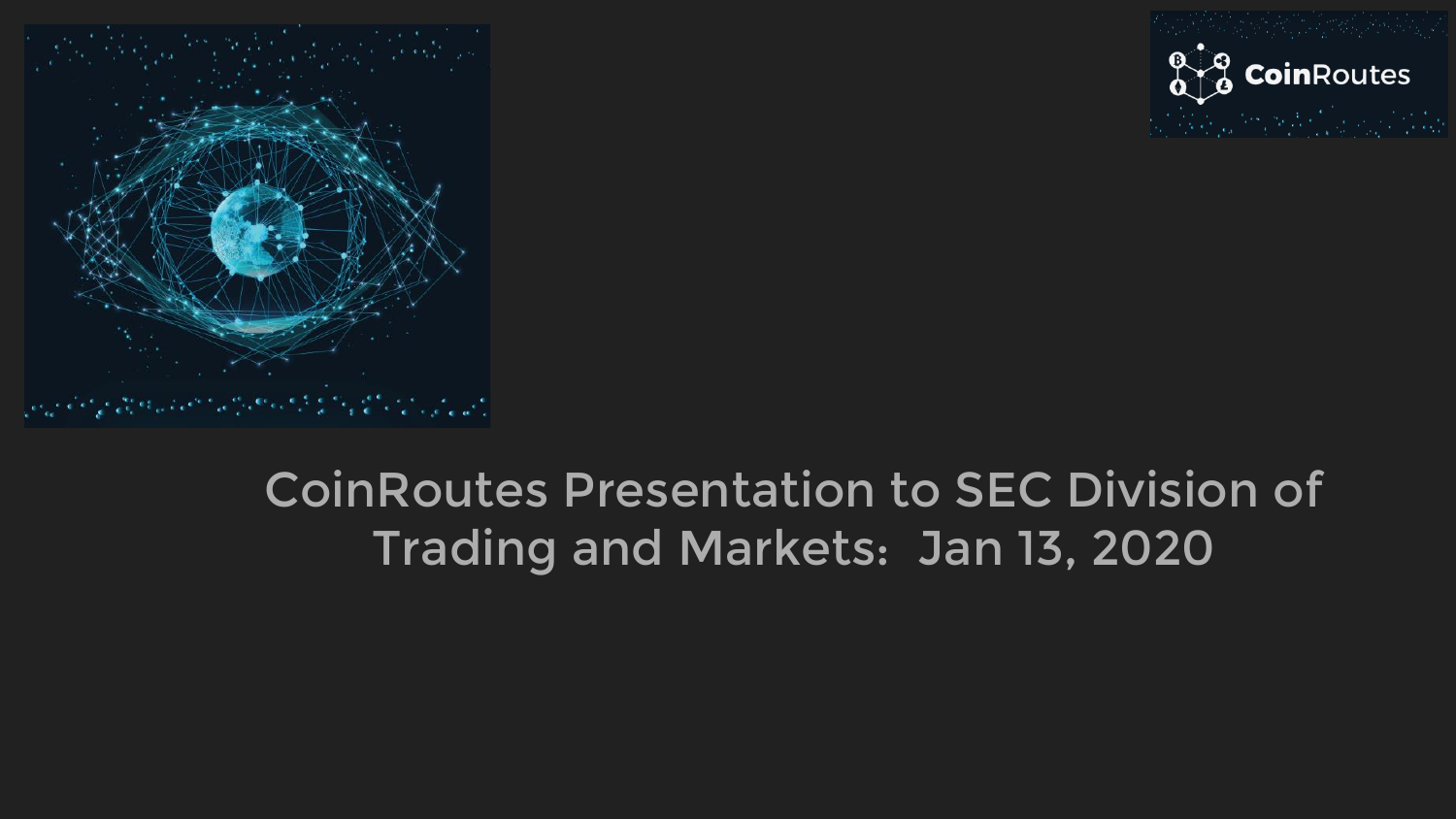# CoinRoutes Presentation to SEC Division of Trading and Markets: Jan 13, 2020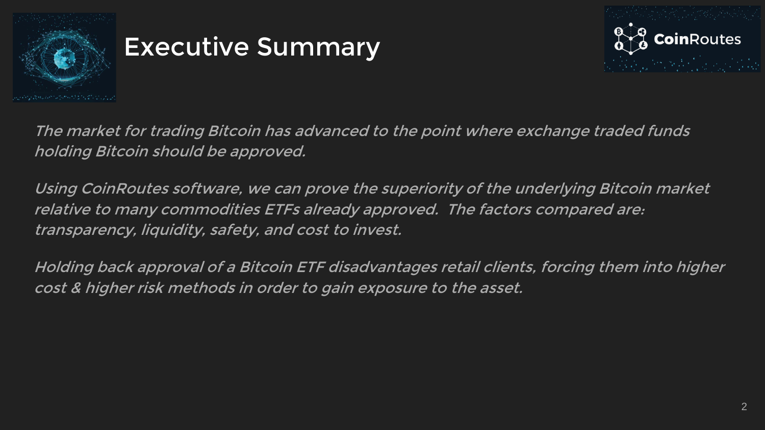# Executive Summary

*The market for trading Bitcoin has advanced to the point where exchange traded funds holding Bitcoin should be approved.*

*Using CoinRoutes software, we can prove the superiority of the underlying Bitcoin market relative to many commodities ETFs already approved. The factors compared are: transparency, liquidity, safety, and cost to invest.*

*Holding back approval of a Bitcoin ETF disadvantages retail clients, forcing them into higher cost & higher risk methods in order to gain exposure to the asset.*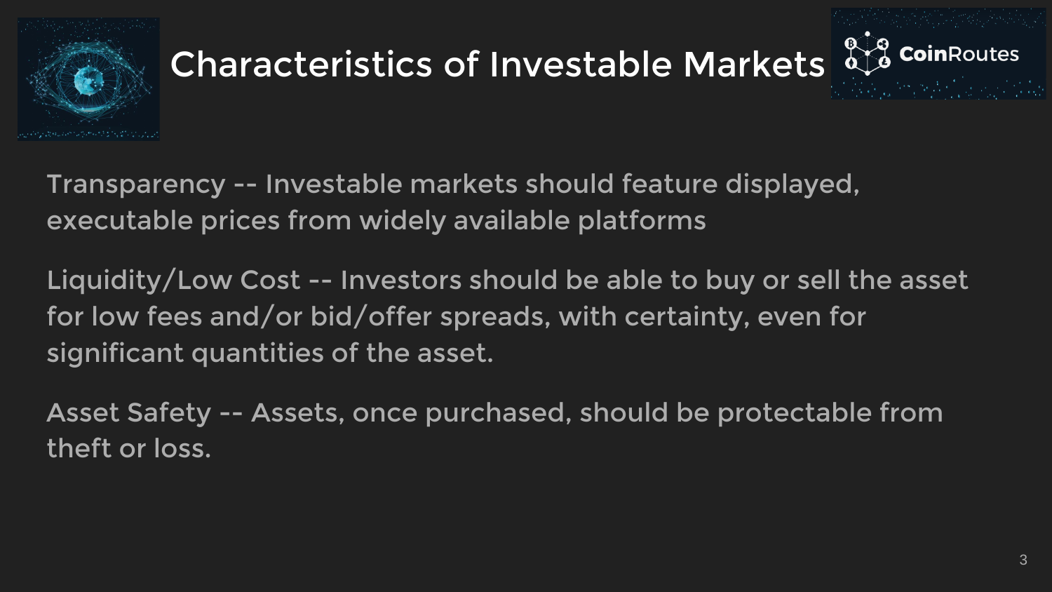# Characteristics of Investable Markets

Transparency -- Investable markets should feature displayed, executable prices from widely available platforms

Liquidity/Low Cost -- Investors should be able to buy or sell the asset for low fees and/or bid/offer spreads, with certainty, even for significant quantities of the asset.

Asset Safety -- Assets, once purchased, should be protectable from theft or loss.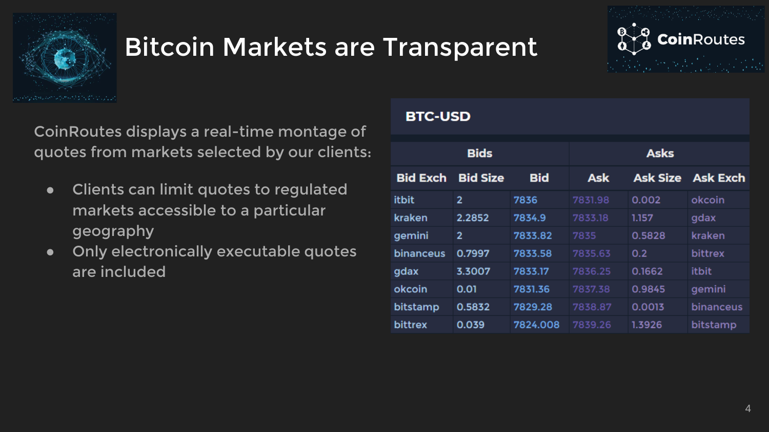# Bitcoin Markets are Transparent

CoinRoutes displays a real-time montage of quotes from markets selected by our clients:

- Clients can limit quotes to regulated markets accessible to a particular geography
- Only electronically executable quotes are included

**BTC-USD**

| Bids | | | Asks | | |
|---|---|---|---|---|---|
| Bid Exch | Bid Size | Bid | Ask | Ask Size | Ask Exch |
| itbit | 2 | 7836 | 7831.98 | 0.002 | okcoin |
| kraken | 2.2852 | 7834.9 | 7833.18 | 1.157 | gdax |
| gemini | 2 | 7833.82 | 7835 | 0.5828 | kraken |
| binanceus | 0.7997 | 7833.58 | 7835.63 | 0.2 | bittrex |
| gdax | 3.3007 | 7833.17 | 7836.25 | 0.1662 | itbit |
| okcoin | 0.01 | 7831.36 | 7837.38 | 0.9845 | gemini |
| bitstamp | 0.5832 | 7829.28 | 7838.87 | 0.0013 | binanceus |
| bittrex | 0.039 | 7824.008 | 7839.26 | 1.3926 | bitstamp |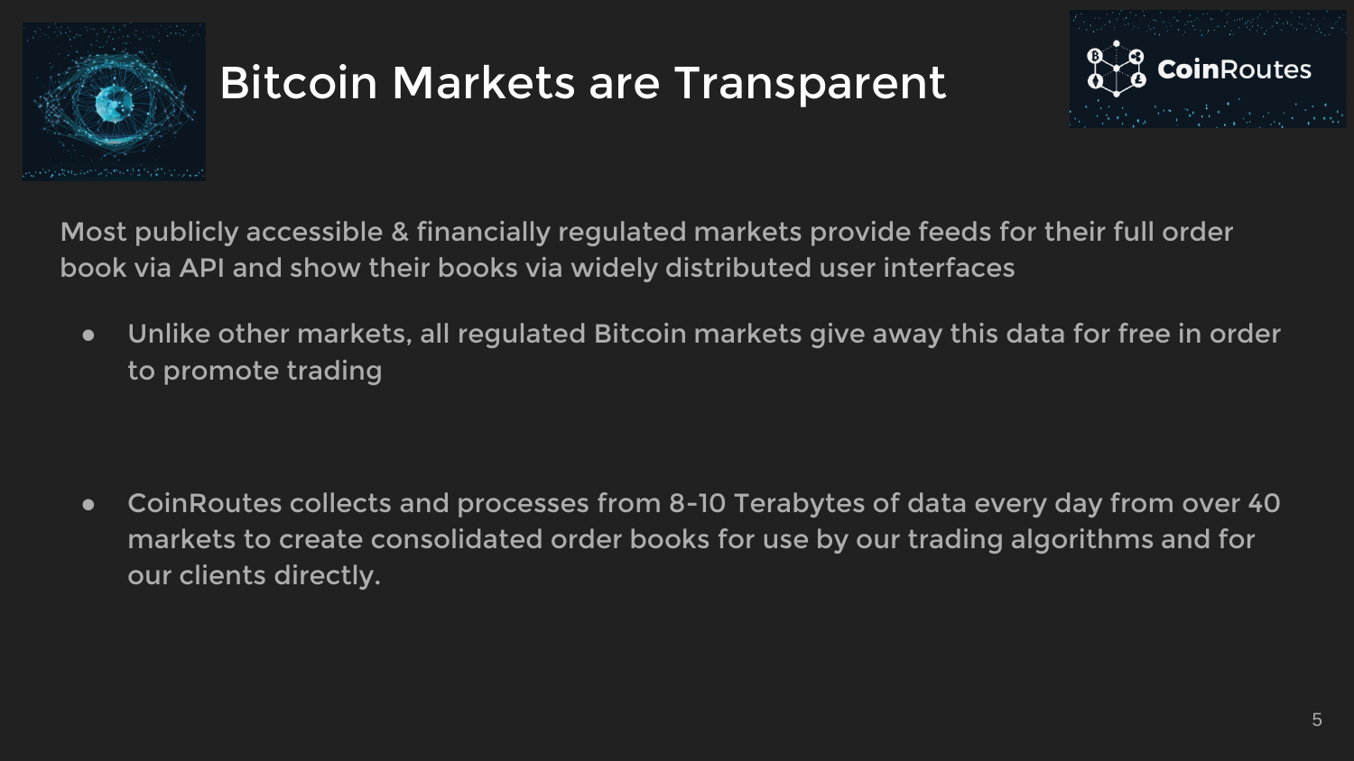# Bitcoin Markets are Transparent

Most publicly accessible & financially regulated markets provide feeds for their full order book via API and show their books via widely distributed user interfaces

- Unlike other markets, all regulated Bitcoin markets give away this data for free in order to promote trading

- CoinRoutes collects and processes from 8-10 Terabytes of data every day from over 40 markets to create consolidated order books for use by our trading algorithms and for our clients directly.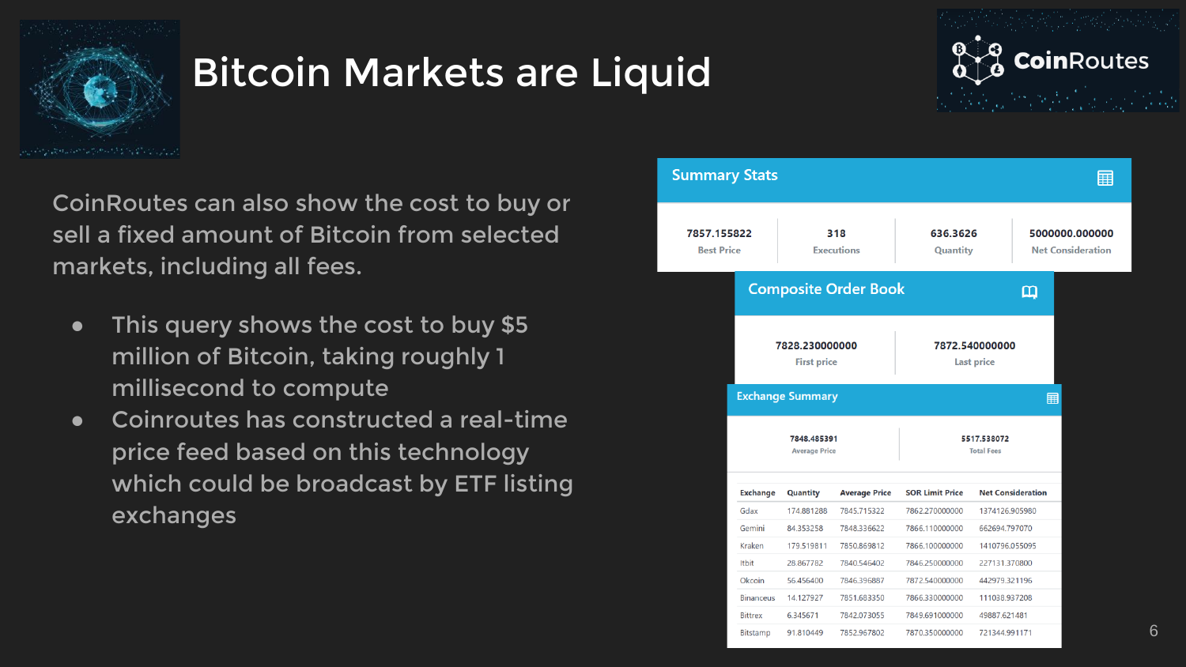# Bitcoin Markets are Liquid

CoinRoutes can also show the cost to buy or sell a fixed amount of Bitcoin from selected markets, including all fees.

- This query shows the cost to buy $5 million of Bitcoin, taking roughly 1 millisecond to compute
- Coinroutes has constructed a real-time price feed based on this technology which could be broadcast by ETF listing exchanges

**Summary Stats**

| Best Price | Executions | Quantity | Net Consideration |
|---|---|---|---|
| 7857.155822 | 318 | 636.3626 | 5000000.000000 |

**Composite Order Book**

| First price | Last price |
|---|---|
| 7828.230000000 | 7872.540000000 |

**Exchange Summary**

| Average Price | Total Fees |
|---|---|
| 7848.485391 | 5517.538072 |

| Exchange | Quantity | Average Price | SOR Limit Price | Net Consideration |
|---|---|---|---|---|
| Gdax | 174.881288 | 7845.715322 | 7862.270000000 | 1374126.905980 |
| Gemini | 84.353258 | 7848.336622 | 7866.110000000 | 662694.797070 |
| Kraken | 179.519811 | 7850.869812 | 7866.100000000 | 1410796.055095 |
| Itbit | 28.867782 | 7840.546402 | 7846.250000000 | 227131.370800 |
| Okcoin | 56.456400 | 7846.396887 | 7872.540000000 | 442979.321196 |
| Binanceus | 14.127927 | 7851.683350 | 7866.330000000 | 111038.937208 |
| Bittrex | 6.345671 | 7842.073055 | 7849.691000000 | 49887.621481 |
| Bitstamp | 91.810449 | 7852.967802 | 7870.350000000 | 721344.991171 |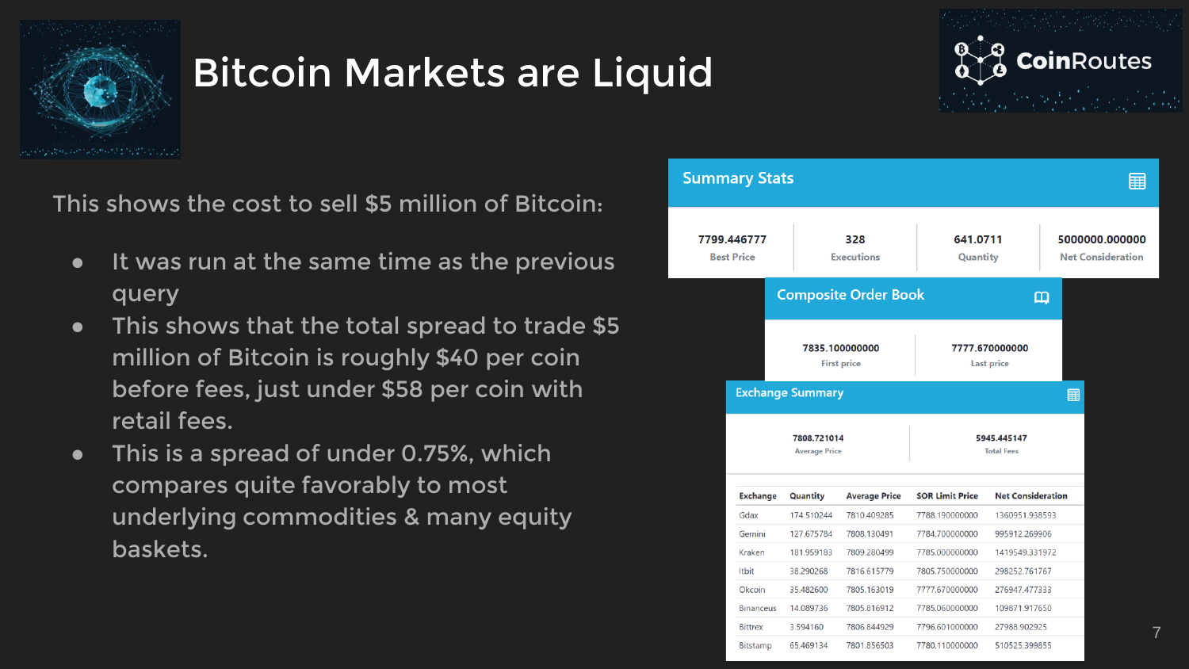# Bitcoin Markets are Liquid

CoinRoutes

This shows the cost to sell $5 million of Bitcoin:

- It was run at the same time as the previous query
- This shows that the total spread to trade $5 million of Bitcoin is roughly $40 per coin before fees, just under $58 per coin with retail fees.
- This is a spread of under 0.75%, which compares quite favorably to most underlying commodities & many equity baskets.

## Summary Stats

| Best Price | Executions | Quantity | Net Consideration |
| --- | --- | --- | --- |
| 7799.446777 | 328 | 641.0711 | 5000000.000000 |

## Composite Order Book

| First price | Last price |
| --- | --- |
| 7835.100000000 | 7777.670000000 |

## Exchange Summary

| Average Price | Total Fees |
| --- | --- |
| 7808.721014 | 5945.445147 |

| Exchange | Quantity | Average Price | SOR Limit Price | Net Consideration |
| --- | --- | --- | --- | --- |
| Gdax | 174.510244 | 7810.409285 | 7788.190000000 | 1360951.938593 |
| Gemini | 127.675784 | 7808.130491 | 7784.700000000 | 995912.269906 |
| Kraken | 181.959183 | 7809.280499 | 7785.000000000 | 1419549.331972 |
| Itbit | 38.290268 | 7816.615779 | 7805.750000000 | 298252.761767 |
| Okcoin | 35.482600 | 7805.163019 | 7777.670000000 | 276947.477333 |
| Binanceus | 14.089736 | 7805.816912 | 7785.060000000 | 109871.917650 |
| Bittrex | 3.594160 | 7806.844929 | 7796.601000000 | 27988.902925 |
| Bitstamp | 65.469134 | 7801.856503 | 7780.110000000 | 510525.399855 |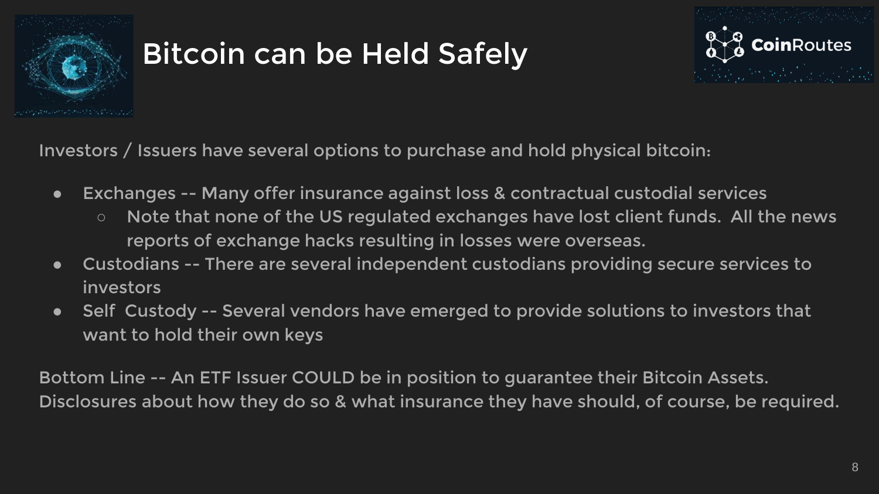# Bitcoin can be Held Safely

Investors / Issuers have several options to purchase and hold physical bitcoin:

- Exchanges -- Many offer insurance against loss & contractual custodial services
  - Note that none of the US regulated exchanges have lost client funds.  All the news reports of exchange hacks resulting in losses were overseas.
- Custodians -- There are several independent custodians providing secure services to investors
- Self  Custody -- Several vendors have emerged to provide solutions to investors that want to hold their own keys

Bottom Line -- An ETF Issuer COULD be in position to guarantee their Bitcoin Assets. Disclosures about how they do so & what insurance they have should, of course, be required.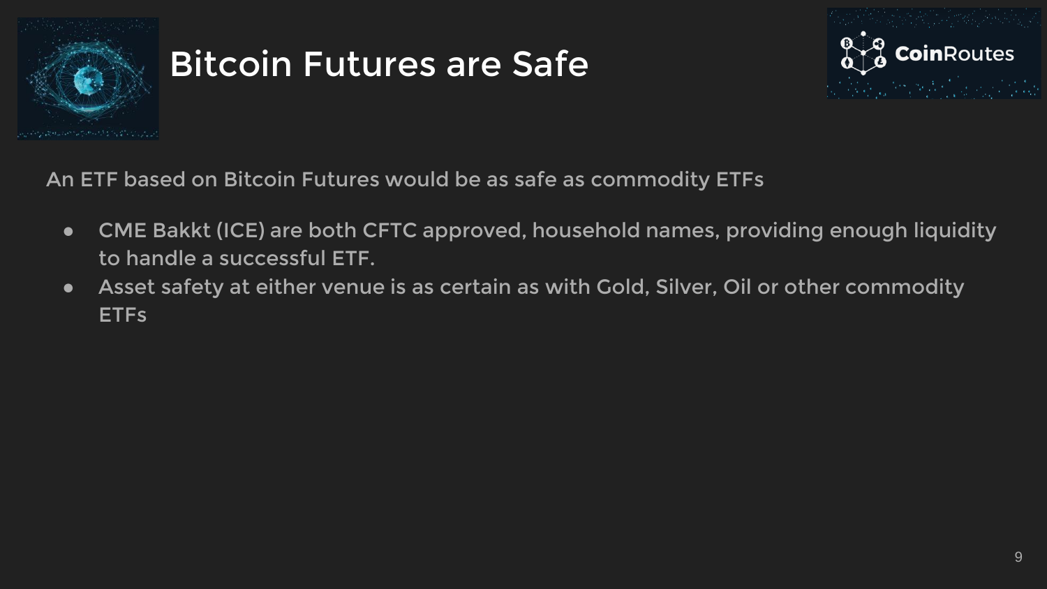# Bitcoin Futures are Safe

An ETF based on Bitcoin Futures would be as safe as commodity ETFs

- CME Bakkt (ICE) are both CFTC approved, household names, providing enough liquidity to handle a successful ETF.
- Asset safety at either venue is as certain as with Gold, Silver, Oil or other commodity ETFs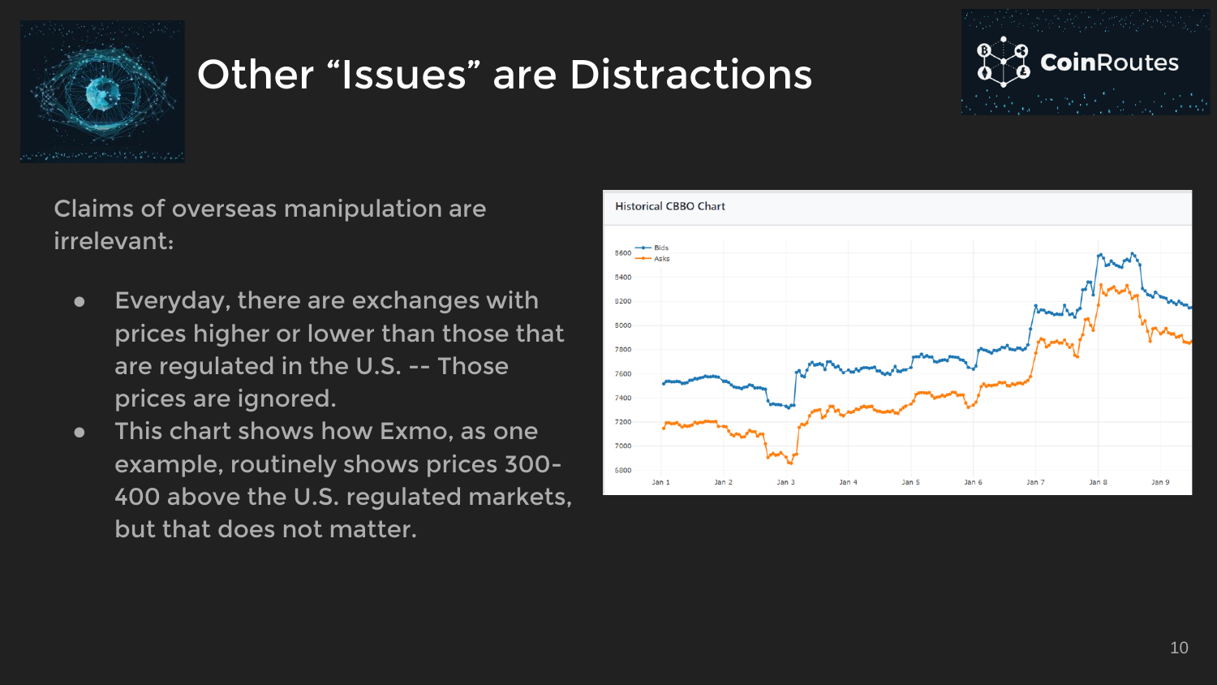# Other “Issues” are Distractions

Claims of overseas manipulation are irrelevant:

- Everyday, there are exchanges with prices higher or lower than those that are regulated in the U.S. -- Those prices are ignored.
- This chart shows how Exmo, as one example, routinely shows prices 300-400 above the U.S. regulated markets, but that does not matter.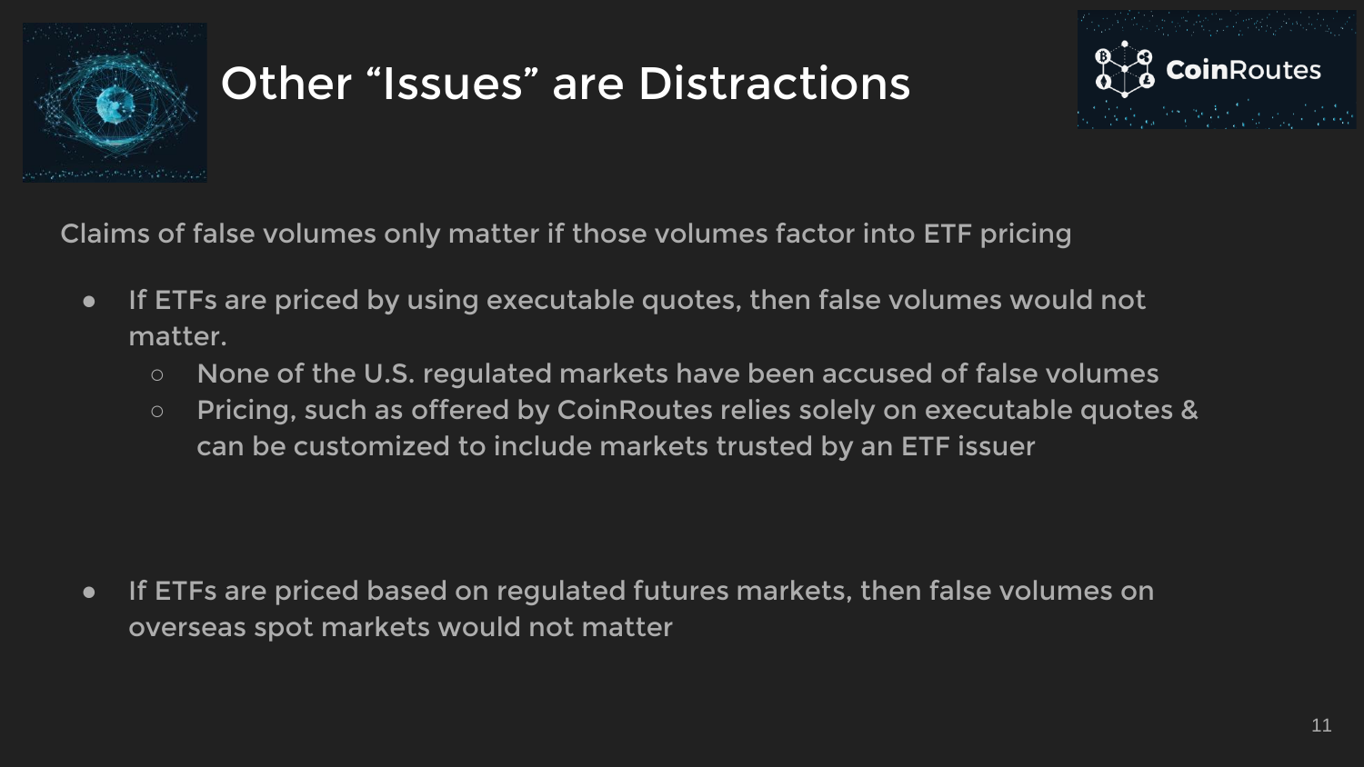# Other "Issues" are Distractions

Claims of false volumes only matter if those volumes factor into ETF pricing

- If ETFs are priced by using executable quotes, then false volumes would not matter.
  - None of the U.S. regulated markets have been accused of false volumes
  - Pricing, such as offered by CoinRoutes relies solely on executable quotes & can be customized to include markets trusted by an ETF issuer

- If ETFs are priced based on regulated futures markets, then false volumes on overseas spot markets would not matter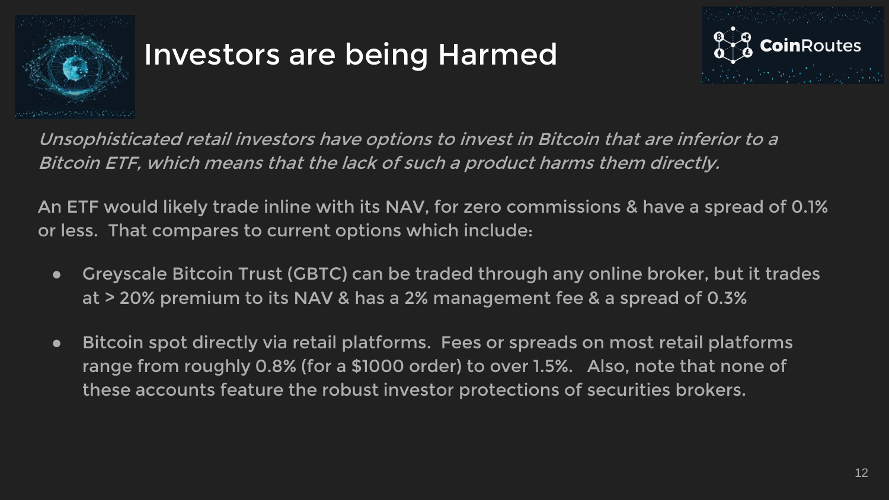# Investors are being Harmed

*Unsophisticated retail investors have options to invest in Bitcoin that are inferior to a Bitcoin ETF, which means that the lack of such a product harms them directly.*

An ETF would likely trade inline with its NAV, for zero commissions & have a spread of 0.1% or less. That compares to current options which include:

- Greyscale Bitcoin Trust (GBTC) can be traded through any online broker, but it trades at > 20% premium to its NAV & has a 2% management fee & a spread of 0.3%

- Bitcoin spot directly via retail platforms. Fees or spreads on most retail platforms range from roughly 0.8% (for a $1000 order) to over 1.5%. Also, note that none of these accounts feature the robust investor protections of securities brokers.